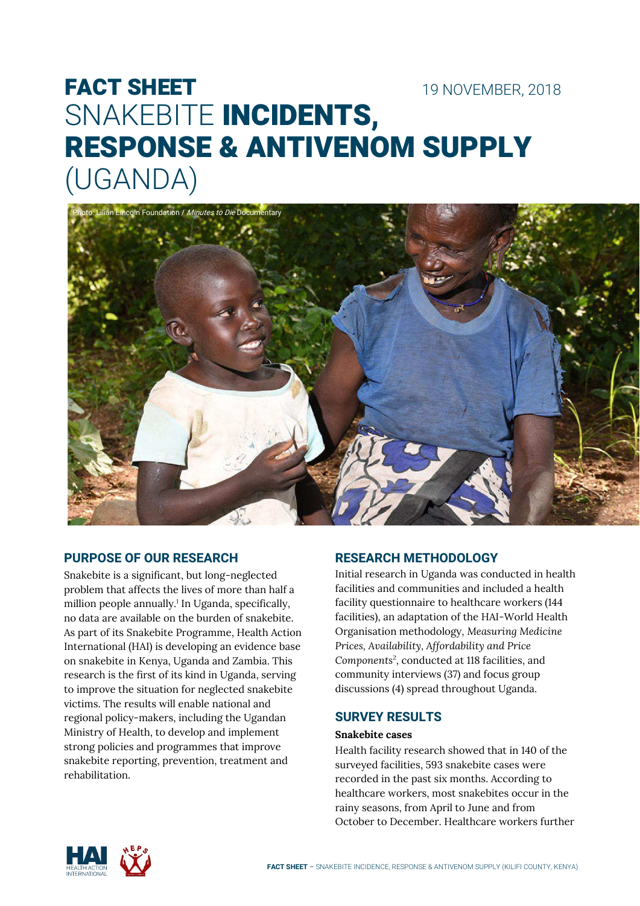# FACT SHEET

19 NOVEMBER, 2018

# SNAKEBITE **INCIDENTS, RESPONSE & ANTIVENOM SUPPLY** (UGANDA)

Photo: Lilian Lincoln Foundation / *Minutes to Die* Documentary

## PURPOSE OF OUR RESEARCH

Snakebite is a significant, but long-neglected problem that affects the lives of more than half a million people annually.[1] In Uganda, specifically, no data are available on the burden of snakebite. As part of its Snakebite Programme, Health Action International (HAI) is developing an evidence base on snakebite in Kenya, Uganda and Zambia. This research is the first of its kind in Uganda, serving to improve the situation for neglected snakebite victims. The results will enable national and regional policy-makers, including the Ugandan Ministry of Health, to develop and implement strong policies and programmes that improve snakebite reporting, prevention, treatment and rehabilitation.

## RESEARCH METHODOLOGY

Initial research in Uganda was conducted in health facilities and communities and included a health facility questionnaire to healthcare workers (144 facilities), an adaptation of the HAI-World Health Organisation methodology, *Measuring Medicine Prices, Availability, Affordability and Price Components*[2], conducted at 118 facilities, and community interviews (37) and focus group discussions (4) spread throughout Uganda.

## SURVEY RESULTS

**Snakebite cases**

Health facility research showed that in 140 of the surveyed facilities, 593 snakebite cases were recorded in the past six months. According to healthcare workers, most snakebites occur in the rainy seasons, from April to June and from October to December. Healthcare workers further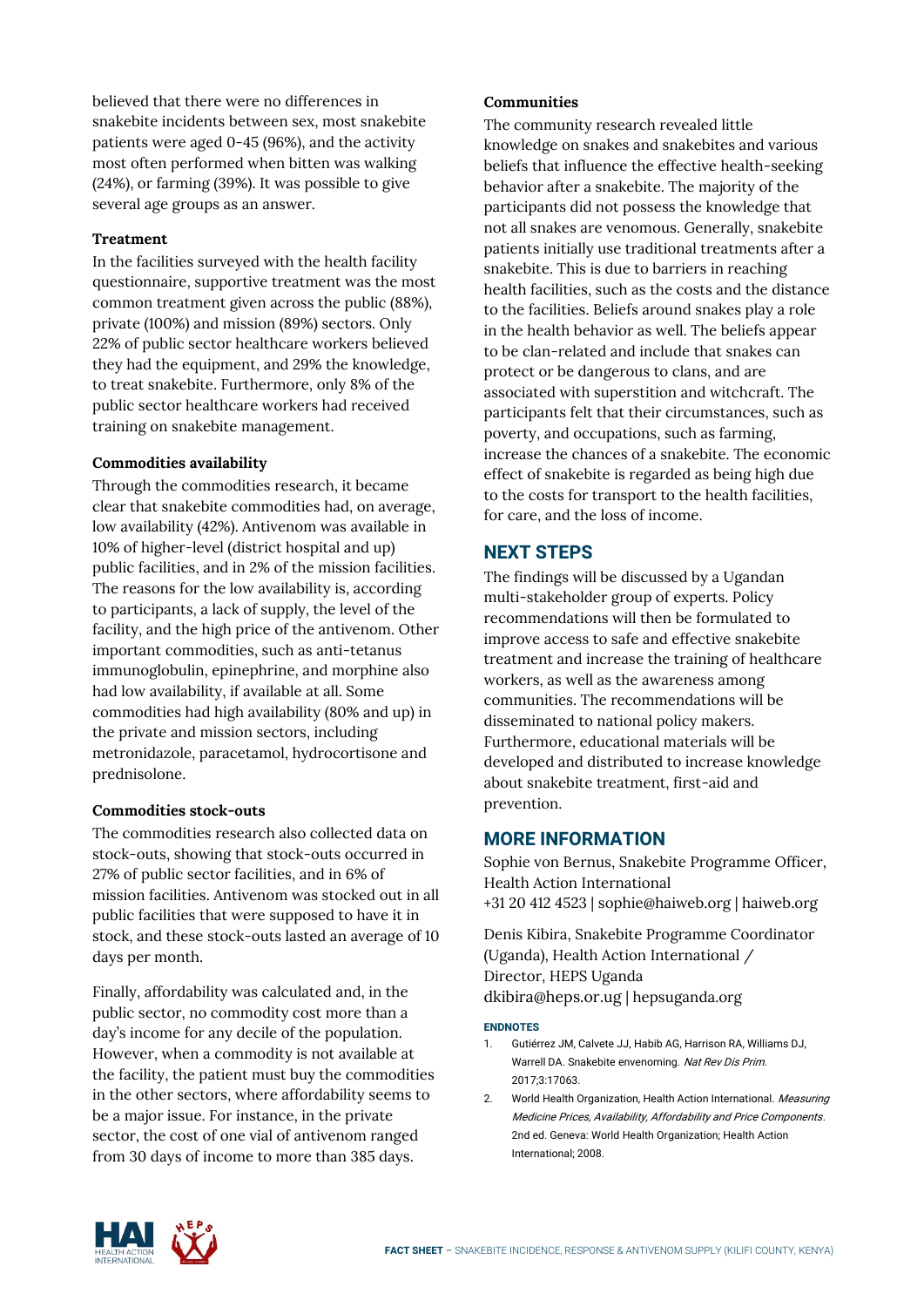believed that there were no differences in snakebite incidents between sex, most snakebite patients were aged 0-45 (96%), and the activity most often performed when bitten was walking (24%), or farming (39%). It was possible to give several age groups as an answer.

**Treatment**

In the facilities surveyed with the health facility questionnaire, supportive treatment was the most common treatment given across the public (88%), private (100%) and mission (89%) sectors. Only 22% of public sector healthcare workers believed they had the equipment, and 29% the knowledge, to treat snakebite. Furthermore, only 8% of the public sector healthcare workers had received training on snakebite management.

**Commodities availability**

Through the commodities research, it became clear that snakebite commodities had, on average, low availability (42%). Antivenom was available in 10% of higher-level (district hospital and up) public facilities, and in 2% of the mission facilities. The reasons for the low availability is, according to participants, a lack of supply, the level of the facility, and the high price of the antivenom. Other important commodities, such as anti-tetanus immunoglobulin, epinephrine, and morphine also had low availability, if available at all. Some commodities had high availability (80% and up) in the private and mission sectors, including metronidazole, paracetamol, hydrocortisone and prednisolone.

**Commodities stock-outs**

The commodities research also collected data on stock-outs, showing that stock-outs occurred in 27% of public sector facilities, and in 6% of mission facilities. Antivenom was stocked out in all public facilities that were supposed to have it in stock, and these stock-outs lasted an average of 10 days per month.

Finally, affordability was calculated and, in the public sector, no commodity cost more than a day's income for any decile of the population. However, when a commodity is not available at the facility, the patient must buy the commodities in the other sectors, where affordability seems to be a major issue. For instance, in the private sector, the cost of one vial of antivenom ranged from 30 days of income to more than 385 days.

**Communities**

The community research revealed little knowledge on snakes and snakebites and various beliefs that influence the effective health-seeking behavior after a snakebite. The majority of the participants did not possess the knowledge that not all snakes are venomous. Generally, snakebite patients initially use traditional treatments after a snakebite. This is due to barriers in reaching health facilities, such as the costs and the distance to the facilities. Beliefs around snakes play a role in the health behavior as well. The beliefs appear to be clan-related and include that snakes can protect or be dangerous to clans, and are associated with superstition and witchcraft. The participants felt that their circumstances, such as poverty, and occupations, such as farming, increase the chances of a snakebite. The economic effect of snakebite is regarded as being high due to the costs for transport to the health facilities, for care, and the loss of income.

## NEXT STEPS

The findings will be discussed by a Ugandan multi-stakeholder group of experts. Policy recommendations will then be formulated to improve access to safe and effective snakebite treatment and increase the training of healthcare workers, as well as the awareness among communities. The recommendations will be disseminated to national policy makers. Furthermore, educational materials will be developed and distributed to increase knowledge about snakebite treatment, first-aid and prevention.

## MORE INFORMATION

Sophie von Bernus, Snakebite Programme Officer, Health Action International
+31 20 412 4523 | sophie@haiweb.org | haiweb.org

Denis Kibira, Snakebite Programme Coordinator (Uganda), Health Action International / Director, HEPS Uganda
dkibira@heps.or.ug | hepsuganda.org

#### ENDNOTES

1. Gutiérrez JM, Calvete JJ, Habib AG, Harrison RA, Williams DJ, Warrell DA. Snakebite envenoming. *Nat Rev Dis Prim*. 2017;3:17063.
2. World Health Organization, Health Action International. *Measuring Medicine Prices, Availability, Affordability and Price Components*. 2nd ed. Geneva: World Health Organization; Health Action International; 2008.